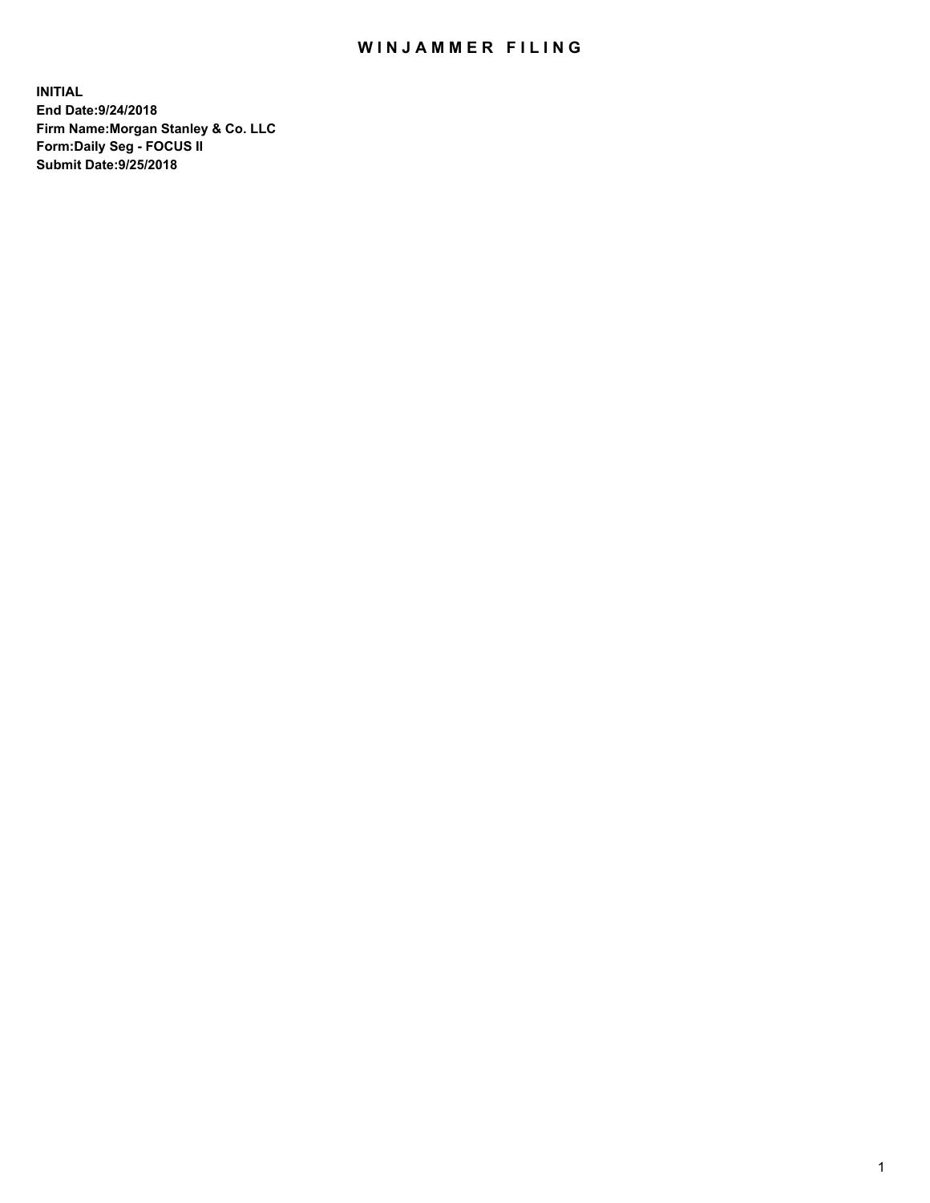# WINJAMMER FILING

**INITIAL**
**End Date:9/24/2018**
**Firm Name:Morgan Stanley & Co. LLC**
**Form:Daily Seg - FOCUS II**
**Submit Date:9/25/2018**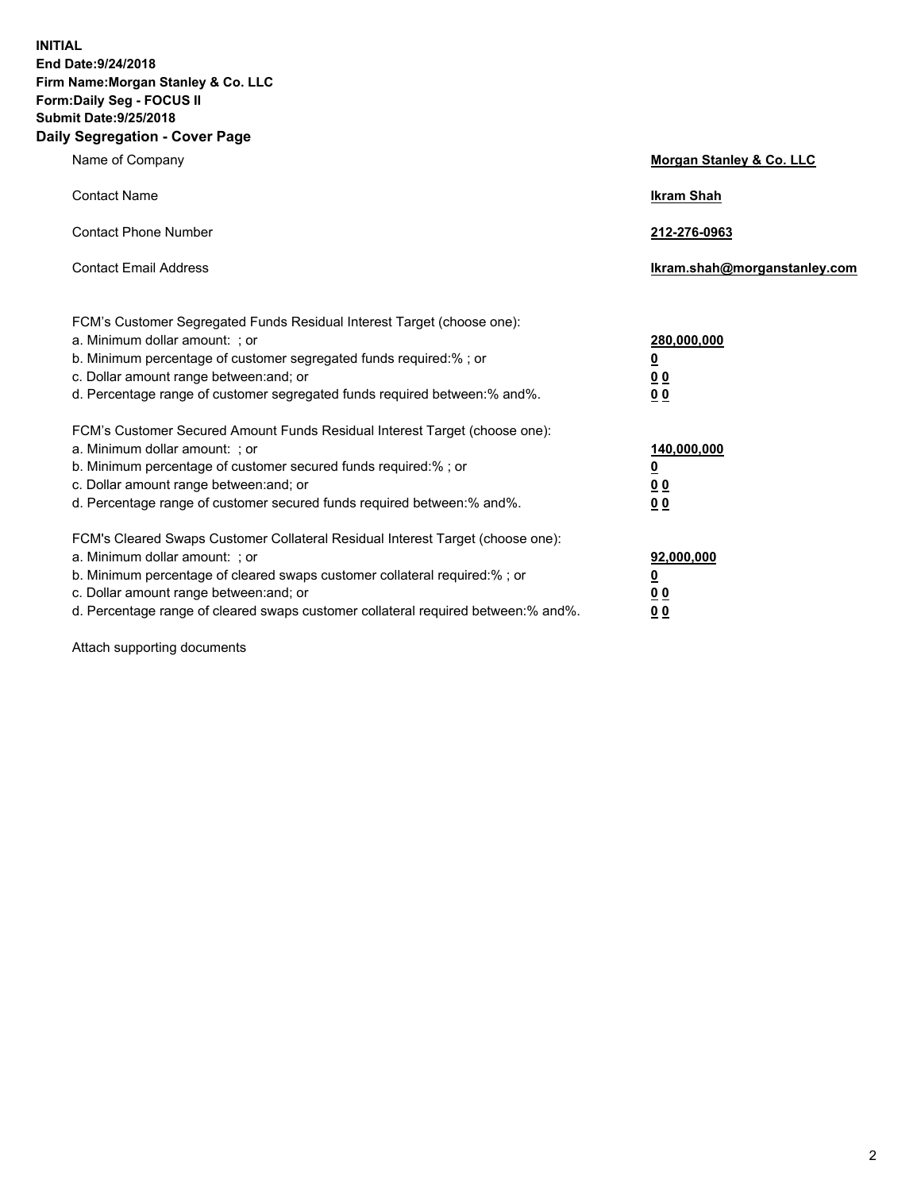**INITIAL**
**End Date:9/24/2018**
**Firm Name:Morgan Stanley & Co. LLC**
**Form:Daily Seg - FOCUS II**
**Submit Date:9/25/2018**
**Daily Segregation - Cover Page**

| | |
|---|---|
| Name of Company | **Morgan Stanley & Co. LLC** |
| Contact Name | **Ikram Shah** |
| Contact Phone Number | **212-276-0963** |
| Contact Email Address | **Ikram.shah@morganstanley.com** |

| | |
|---|---|
| FCM's Customer Segregated Funds Residual Interest Target (choose one): | |
| a. Minimum dollar amount: ; or | **280,000,000** |
| b. Minimum percentage of customer segregated funds required:% ; or | **0** |
| c. Dollar amount range between:and; or | **0 0** |
| d. Percentage range of customer segregated funds required between:% and%. | **0 0** |
| FCM's Customer Secured Amount Funds Residual Interest Target (choose one): | |
| a. Minimum dollar amount: ; or | **140,000,000** |
| b. Minimum percentage of customer secured funds required:% ; or | **0** |
| c. Dollar amount range between:and; or | **0 0** |
| d. Percentage range of customer secured funds required between:% and%. | **0 0** |
| FCM's Cleared Swaps Customer Collateral Residual Interest Target (choose one): | |
| a. Minimum dollar amount: ; or | **92,000,000** |
| b. Minimum percentage of cleared swaps customer collateral required:% ; or | **0** |
| c. Dollar amount range between:and; or | **0 0** |
| d. Percentage range of cleared swaps customer collateral required between:% and%. | **0 0** |

Attach supporting documents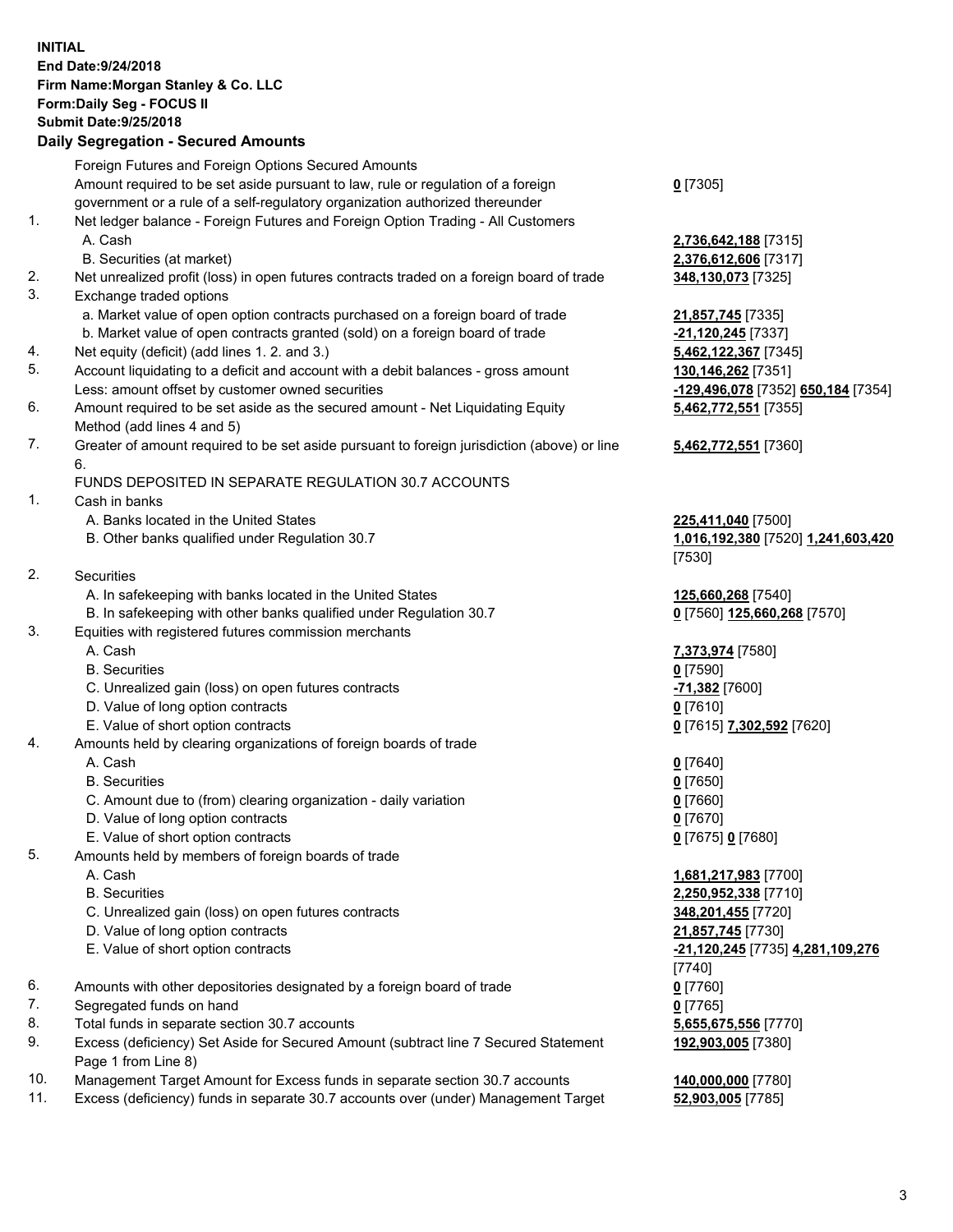**INITIAL**
**End Date:9/24/2018**
**Firm Name:Morgan Stanley & Co. LLC**
**Form:Daily Seg - FOCUS II**
**Submit Date:9/25/2018**

## Daily Segregation - Secured Amounts

| | | |
|---|---|---|
| | Foreign Futures and Foreign Options Secured Amounts | |
| | Amount required to be set aside pursuant to law, rule or regulation of a foreign government or a rule of a self-regulatory organization authorized thereunder | **0** [7305] |
| 1. | Net ledger balance - Foreign Futures and Foreign Option Trading - All Customers | |
| | A. Cash | **2,736,642,188** [7315] |
| | B. Securities (at market) | **2,376,612,606** [7317] |
| 2. | Net unrealized profit (loss) in open futures contracts traded on a foreign board of trade | **348,130,073** [7325] |
| 3. | Exchange traded options | |
| | a. Market value of open option contracts purchased on a foreign board of trade | **21,857,745** [7335] |
| | b. Market value of open contracts granted (sold) on a foreign board of trade | **-21,120,245** [7337] |
| 4. | Net equity (deficit) (add lines 1. 2. and 3.) | **5,462,122,367** [7345] |
| 5. | Account liquidating to a deficit and account with a debit balances - gross amount | **130,146,262** [7351] |
| | Less: amount offset by customer owned securities | **-129,496,078** [7352] **650,184** [7354] |
| 6. | Amount required to be set aside as the secured amount - Net Liquidating Equity Method (add lines 4 and 5) | **5,462,772,551** [7355] |
| 7. | Greater of amount required to be set aside pursuant to foreign jurisdiction (above) or line 6. | **5,462,772,551** [7360] |
| | FUNDS DEPOSITED IN SEPARATE REGULATION 30.7 ACCOUNTS | |
| 1. | Cash in banks | |
| | A. Banks located in the United States | **225,411,040** [7500] |
| | B. Other banks qualified under Regulation 30.7 | **1,016,192,380** [7520] **1,241,603,420** [7530] |
| 2. | Securities | |
| | A. In safekeeping with banks located in the United States | **125,660,268** [7540] |
| | B. In safekeeping with other banks qualified under Regulation 30.7 | **0** [7560] **125,660,268** [7570] |
| 3. | Equities with registered futures commission merchants | |
| | A. Cash | **7,373,974** [7580] |
| | B. Securities | **0** [7590] |
| | C. Unrealized gain (loss) on open futures contracts | **-71,382** [7600] |
| | D. Value of long option contracts | **0** [7610] |
| | E. Value of short option contracts | **0** [7615] **7,302,592** [7620] |
| 4. | Amounts held by clearing organizations of foreign boards of trade | |
| | A. Cash | **0** [7640] |
| | B. Securities | **0** [7650] |
| | C. Amount due to (from) clearing organization - daily variation | **0** [7660] |
| | D. Value of long option contracts | **0** [7670] |
| | E. Value of short option contracts | **0** [7675] **0** [7680] |
| 5. | Amounts held by members of foreign boards of trade | |
| | A. Cash | **1,681,217,983** [7700] |
| | B. Securities | **2,250,952,338** [7710] |
| | C. Unrealized gain (loss) on open futures contracts | **348,201,455** [7720] |
| | D. Value of long option contracts | **21,857,745** [7730] |
| | E. Value of short option contracts | **-21,120,245** [7735] **4,281,109,276** [7740] |
| 6. | Amounts with other depositories designated by a foreign board of trade | **0** [7760] |
| 7. | Segregated funds on hand | **0** [7765] |
| 8. | Total funds in separate section 30.7 accounts | **5,655,675,556** [7770] |
| 9. | Excess (deficiency) Set Aside for Secured Amount (subtract line 7 Secured Statement Page 1 from Line 8) | **192,903,005** [7380] |
| 10. | Management Target Amount for Excess funds in separate section 30.7 accounts | **140,000,000** [7780] |
| 11. | Excess (deficiency) funds in separate 30.7 accounts over (under) Management Target | **52,903,005** [7785] |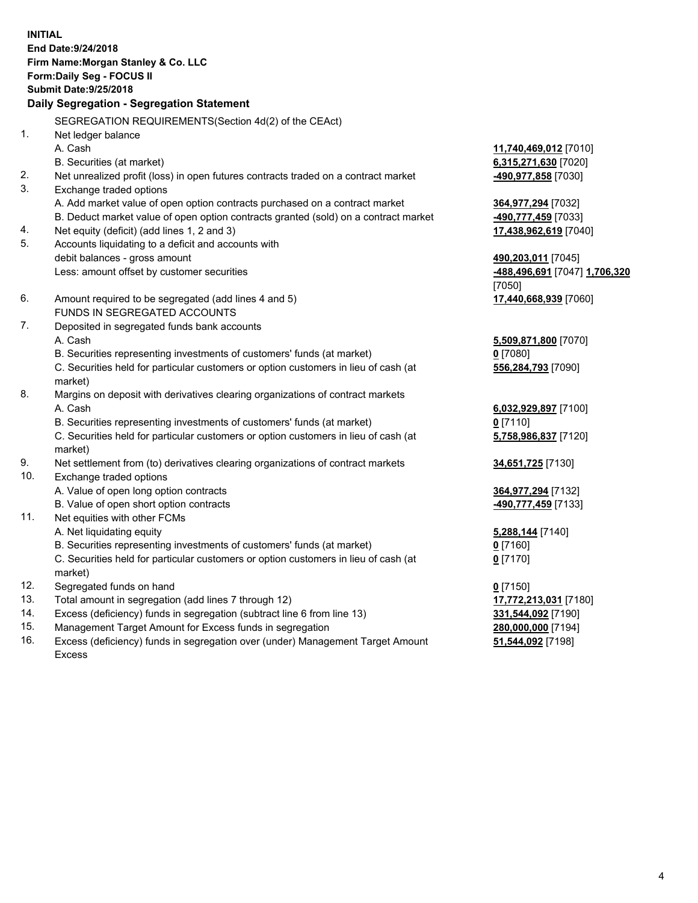**INITIAL**
**End Date:9/24/2018**
**Firm Name:Morgan Stanley & Co. LLC**
**Form:Daily Seg - FOCUS II**
**Submit Date:9/25/2018**

## Daily Segregation - Segregation Statement

SEGREGATION REQUIREMENTS(Section 4d(2) of the CEAct)

| | | |
|---|---|---|
| 1. | Net ledger balance | |
| | A. Cash | **11,740,469,012** [7010] |
| | B. Securities (at market) | **6,315,271,630** [7020] |
| 2. | Net unrealized profit (loss) in open futures contracts traded on a contract market | **-490,977,858** [7030] |
| 3. | Exchange traded options | |
| | A. Add market value of open option contracts purchased on a contract market | **364,977,294** [7032] |
| | B. Deduct market value of open option contracts granted (sold) on a contract market | **-490,777,459** [7033] |
| 4. | Net equity (deficit) (add lines 1, 2 and 3) | **17,438,962,619** [7040] |
| 5. | Accounts liquidating to a deficit and accounts with debit balances - gross amount | **490,203,011** [7045] |
| | Less: amount offset by customer securities | **-488,496,691** [7047] **1,706,320** [7050] |
| 6. | Amount required to be segregated (add lines 4 and 5) | **17,440,668,939** [7060] |
| | FUNDS IN SEGREGATED ACCOUNTS | |
| 7. | Deposited in segregated funds bank accounts | |
| | A. Cash | **5,509,871,800** [7070] |
| | B. Securities representing investments of customers' funds (at market) | **0** [7080] |
| | C. Securities held for particular customers or option customers in lieu of cash (at market) | **556,284,793** [7090] |
| 8. | Margins on deposit with derivatives clearing organizations of contract markets | |
| | A. Cash | **6,032,929,897** [7100] |
| | B. Securities representing investments of customers' funds (at market) | **0** [7110] |
| | C. Securities held for particular customers or option customers in lieu of cash (at market) | **5,758,986,837** [7120] |
| 9. | Net settlement from (to) derivatives clearing organizations of contract markets | **34,651,725** [7130] |
| 10. | Exchange traded options | |
| | A. Value of open long option contracts | **364,977,294** [7132] |
| | B. Value of open short option contracts | **-490,777,459** [7133] |
| 11. | Net equities with other FCMs | |
| | A. Net liquidating equity | **5,288,144** [7140] |
| | B. Securities representing investments of customers' funds (at market) | **0** [7160] |
| | C. Securities held for particular customers or option customers in lieu of cash (at market) | **0** [7170] |
| 12. | Segregated funds on hand | **0** [7150] |
| 13. | Total amount in segregation (add lines 7 through 12) | **17,772,213,031** [7180] |
| 14. | Excess (deficiency) funds in segregation (subtract line 6 from line 13) | **331,544,092** [7190] |
| 15. | Management Target Amount for Excess funds in segregation | **280,000,000** [7194] |
| 16. | Excess (deficiency) funds in segregation over (under) Management Target Amount Excess | **51,544,092** [7198] |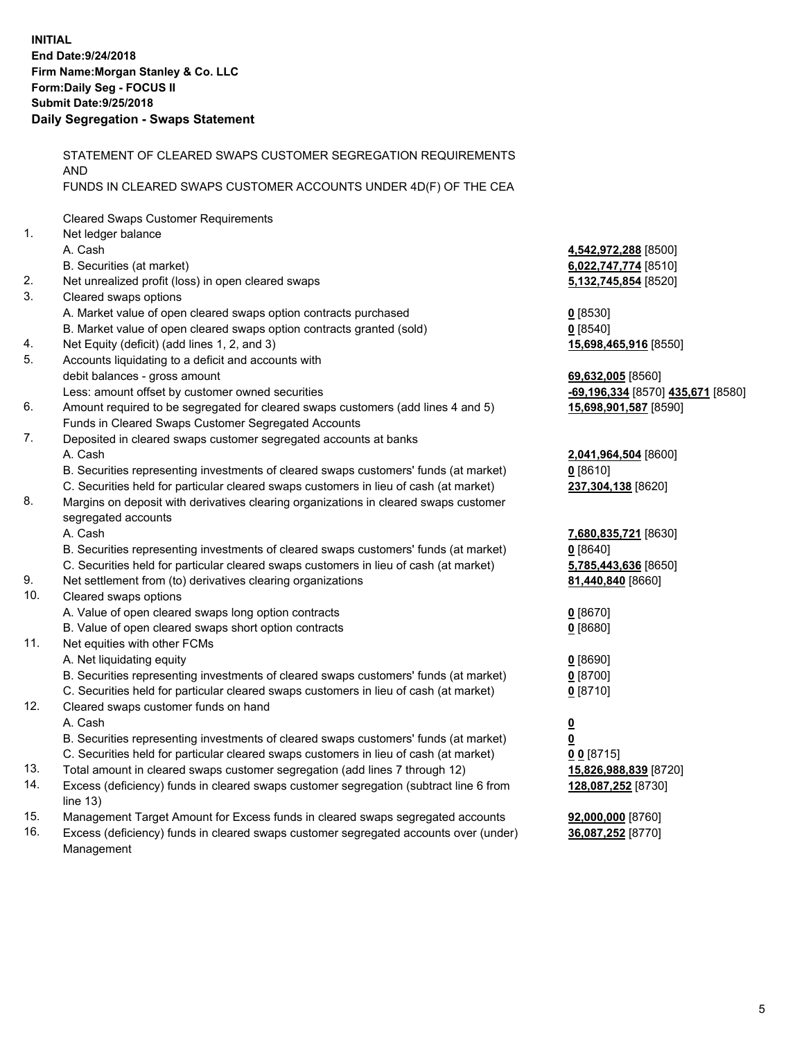**INITIAL**
**End Date:9/24/2018**
**Firm Name:Morgan Stanley & Co. LLC**
**Form:Daily Seg - FOCUS II**
**Submit Date:9/25/2018**
**Daily Segregation - Swaps Statement**

STATEMENT OF CLEARED SWAPS CUSTOMER SEGREGATION REQUIREMENTS AND FUNDS IN CLEARED SWAPS CUSTOMER ACCOUNTS UNDER 4D(F) OF THE CEA

| | | |
|---|---|---|
| | Cleared Swaps Customer Requirements | |
| 1. | Net ledger balance | |
| | A. Cash | **4,542,972,288** [8500] |
| | B. Securities (at market) | **6,022,747,774** [8510] |
| 2. | Net unrealized profit (loss) in open cleared swaps | **5,132,745,854** [8520] |
| 3. | Cleared swaps options | |
| | A. Market value of open cleared swaps option contracts purchased | **0** [8530] |
| | B. Market value of open cleared swaps option contracts granted (sold) | **0** [8540] |
| 4. | Net Equity (deficit) (add lines 1, 2, and 3) | **15,698,465,916** [8550] |
| 5. | Accounts liquidating to a deficit and accounts with debit balances - gross amount | **69,632,005** [8560] |
| | Less: amount offset by customer owned securities | **-69,196,334** [8570] **435,671** [8580] |
| 6. | Amount required to be segregated for cleared swaps customers (add lines 4 and 5) | **15,698,901,587** [8590] |
| | Funds in Cleared Swaps Customer Segregated Accounts | |
| 7. | Deposited in cleared swaps customer segregated accounts at banks | |
| | A. Cash | **2,041,964,504** [8600] |
| | B. Securities representing investments of cleared swaps customers' funds (at market) | **0** [8610] |
| | C. Securities held for particular cleared swaps customers in lieu of cash (at market) | **237,304,138** [8620] |
| 8. | Margins on deposit with derivatives clearing organizations in cleared swaps customer segregated accounts | |
| | A. Cash | **7,680,835,721** [8630] |
| | B. Securities representing investments of cleared swaps customers' funds (at market) | **0** [8640] |
| | C. Securities held for particular cleared swaps customers in lieu of cash (at market) | **5,785,443,636** [8650] |
| 9. | Net settlement from (to) derivatives clearing organizations | **81,440,840** [8660] |
| 10. | Cleared swaps options | |
| | A. Value of open cleared swaps long option contracts | **0** [8670] |
| | B. Value of open cleared swaps short option contracts | **0** [8680] |
| 11. | Net equities with other FCMs | |
| | A. Net liquidating equity | **0** [8690] |
| | B. Securities representing investments of cleared swaps customers' funds (at market) | **0** [8700] |
| | C. Securities held for particular cleared swaps customers in lieu of cash (at market) | **0** [8710] |
| 12. | Cleared swaps customer funds on hand | |
| | A. Cash | **0** |
| | B. Securities representing investments of cleared swaps customers' funds (at market) | **0** |
| | C. Securities held for particular cleared swaps customers in lieu of cash (at market) | **0** **0** [8715] |
| 13. | Total amount in cleared swaps customer segregation (add lines 7 through 12) | **15,826,988,839** [8720] |
| 14. | Excess (deficiency) funds in cleared swaps customer segregation (subtract line 6 from line 13) | **128,087,252** [8730] |
| 15. | Management Target Amount for Excess funds in cleared swaps segregated accounts | **92,000,000** [8760] |
| 16. | Excess (deficiency) funds in cleared swaps customer segregated accounts over (under) Management | **36,087,252** [8770] |